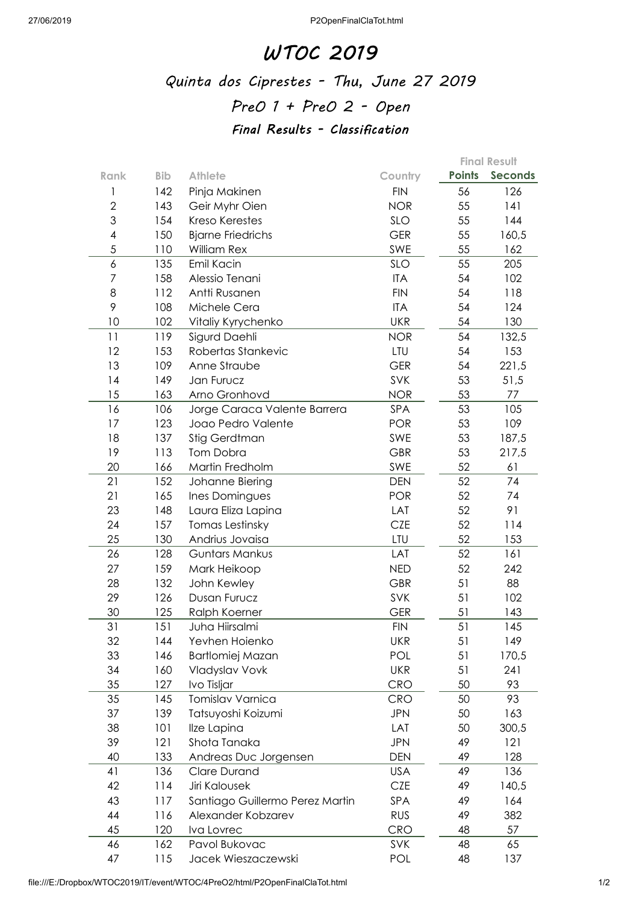# WTOC 2019

## Quinta dos Ciprestes - Thu, June 27 2019

## PreO 1 + PreO 2 - Open

### Final Results - Classification

| | | | | Final Result | |
|---|---|---|---|---|---|
| Rank | Bib | Athlete | Country | Points | Seconds |
| 1 | 142 | Pinja Makinen | FIN | 56 | 126 |
| 2 | 143 | Geir Myhr Oien | NOR | 55 | 141 |
| 3 | 154 | Kreso Kerestes | SLO | 55 | 144 |
| 4 | 150 | Bjarne Friedrichs | GER | 55 | 160,5 |
| 5 | 110 | William Rex | SWE | 55 | 162 |
| 6 | 135 | Emil Kacin | SLO | 55 | 205 |
| 7 | 158 | Alessio Tenani | ITA | 54 | 102 |
| 8 | 112 | Antti Rusanen | FIN | 54 | 118 |
| 9 | 108 | Michele Cera | ITA | 54 | 124 |
| 10 | 102 | Vitaliy Kyrychenko | UKR | 54 | 130 |
| 11 | 119 | Sigurd Daehli | NOR | 54 | 132,5 |
| 12 | 153 | Robertas Stankevic | LTU | 54 | 153 |
| 13 | 109 | Anne Straube | GER | 54 | 221,5 |
| 14 | 149 | Jan Furucz | SVK | 53 | 51,5 |
| 15 | 163 | Arno Gronhovd | NOR | 53 | 77 |
| 16 | 106 | Jorge Caraca Valente Barrera | SPA | 53 | 105 |
| 17 | 123 | Joao Pedro Valente | POR | 53 | 109 |
| 18 | 137 | Stig Gerdtman | SWE | 53 | 187,5 |
| 19 | 113 | Tom Dobra | GBR | 53 | 217,5 |
| 20 | 166 | Martin Fredholm | SWE | 52 | 61 |
| 21 | 152 | Johanne Biering | DEN | 52 | 74 |
| 21 | 165 | Ines Domingues | POR | 52 | 74 |
| 23 | 148 | Laura Eliza Lapina | LAT | 52 | 91 |
| 24 | 157 | Tomas Lestinsky | CZE | 52 | 114 |
| 25 | 130 | Andrius Jovaisa | LTU | 52 | 153 |
| 26 | 128 | Guntars Mankus | LAT | 52 | 161 |
| 27 | 159 | Mark Heikoop | NED | 52 | 242 |
| 28 | 132 | John Kewley | GBR | 51 | 88 |
| 29 | 126 | Dusan Furucz | SVK | 51 | 102 |
| 30 | 125 | Ralph Koerner | GER | 51 | 143 |
| 31 | 151 | Juha Hiirsalmi | FIN | 51 | 145 |
| 32 | 144 | Yevhen Hoienko | UKR | 51 | 149 |
| 33 | 146 | Bartlomiej Mazan | POL | 51 | 170,5 |
| 34 | 160 | Vladyslav Vovk | UKR | 51 | 241 |
| 35 | 127 | Ivo Tisljar | CRO | 50 | 93 |
| 35 | 145 | Tomislav Varnica | CRO | 50 | 93 |
| 37 | 139 | Tatsuyoshi Koizumi | JPN | 50 | 163 |
| 38 | 101 | Ilze Lapina | LAT | 50 | 300,5 |
| 39 | 121 | Shota Tanaka | JPN | 49 | 121 |
| 40 | 133 | Andreas Duc Jorgensen | DEN | 49 | 128 |
| 41 | 136 | Clare Durand | USA | 49 | 136 |
| 42 | 114 | Jiri Kalousek | CZE | 49 | 140,5 |
| 43 | 117 | Santiago Guillermo Perez Martin | SPA | 49 | 164 |
| 44 | 116 | Alexander Kobzarev | RUS | 49 | 382 |
| 45 | 120 | Iva Lovrec | CRO | 48 | 57 |
| 46 | 162 | Pavol Bukovac | SVK | 48 | 65 |
| 47 | 115 | Jacek Wieszaczewski | POL | 48 | 137 |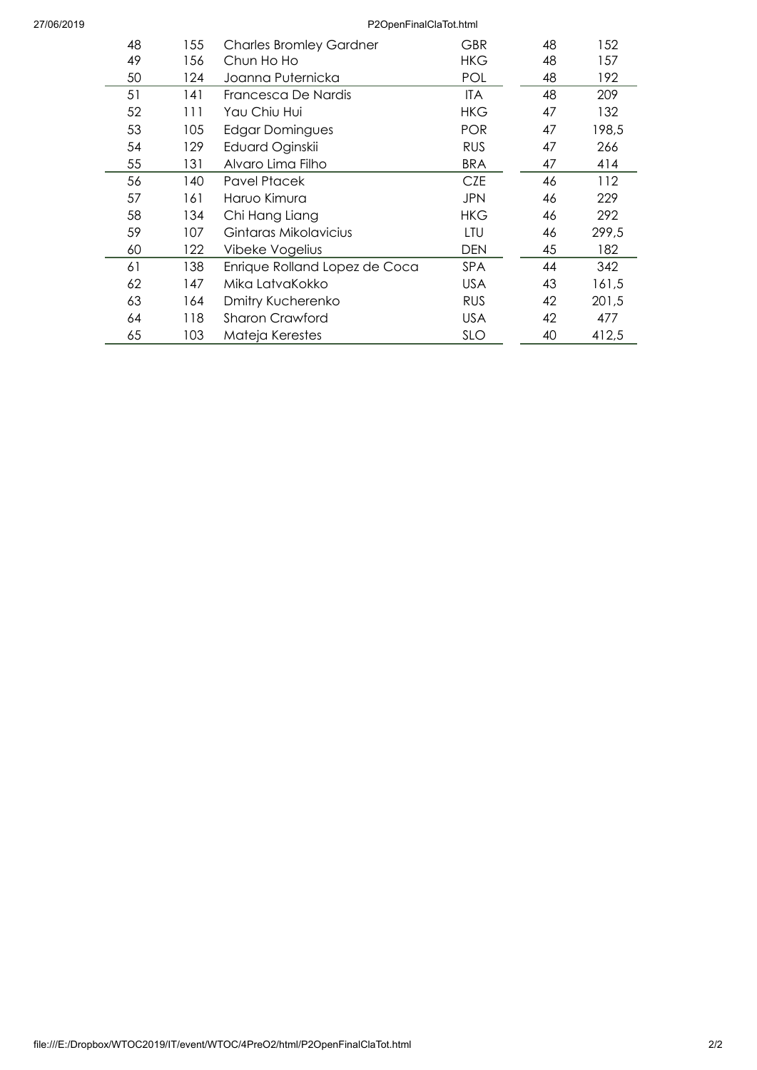| | | | | | |
|---|---|---|---|---|---|
| 48 | 155 | Charles Bromley Gardner | GBR | 48 | 152 |
| 49 | 156 | Chun Ho Ho | HKG | 48 | 157 |
| 50 | 124 | Joanna Puternicka | POL | 48 | 192 |
| 51 | 141 | Francesca De Nardis | ITA | 48 | 209 |
| 52 | 111 | Yau Chiu Hui | HKG | 47 | 132 |
| 53 | 105 | Edgar Domingues | POR | 47 | 198,5 |
| 54 | 129 | Eduard Oginskii | RUS | 47 | 266 |
| 55 | 131 | Alvaro Lima Filho | BRA | 47 | 414 |
| 56 | 140 | Pavel Ptacek | CZE | 46 | 112 |
| 57 | 161 | Haruo Kimura | JPN | 46 | 229 |
| 58 | 134 | Chi Hang Liang | HKG | 46 | 292 |
| 59 | 107 | Gintaras Mikolavicius | LTU | 46 | 299,5 |
| 60 | 122 | Vibeke Vogelius | DEN | 45 | 182 |
| 61 | 138 | Enrique Rolland Lopez de Coca | SPA | 44 | 342 |
| 62 | 147 | Mika LatvaKokko | USA | 43 | 161,5 |
| 63 | 164 | Dmitry Kucherenko | RUS | 42 | 201,5 |
| 64 | 118 | Sharon Crawford | USA | 42 | 477 |
| 65 | 103 | Mateja Kerestes | SLO | 40 | 412,5 |